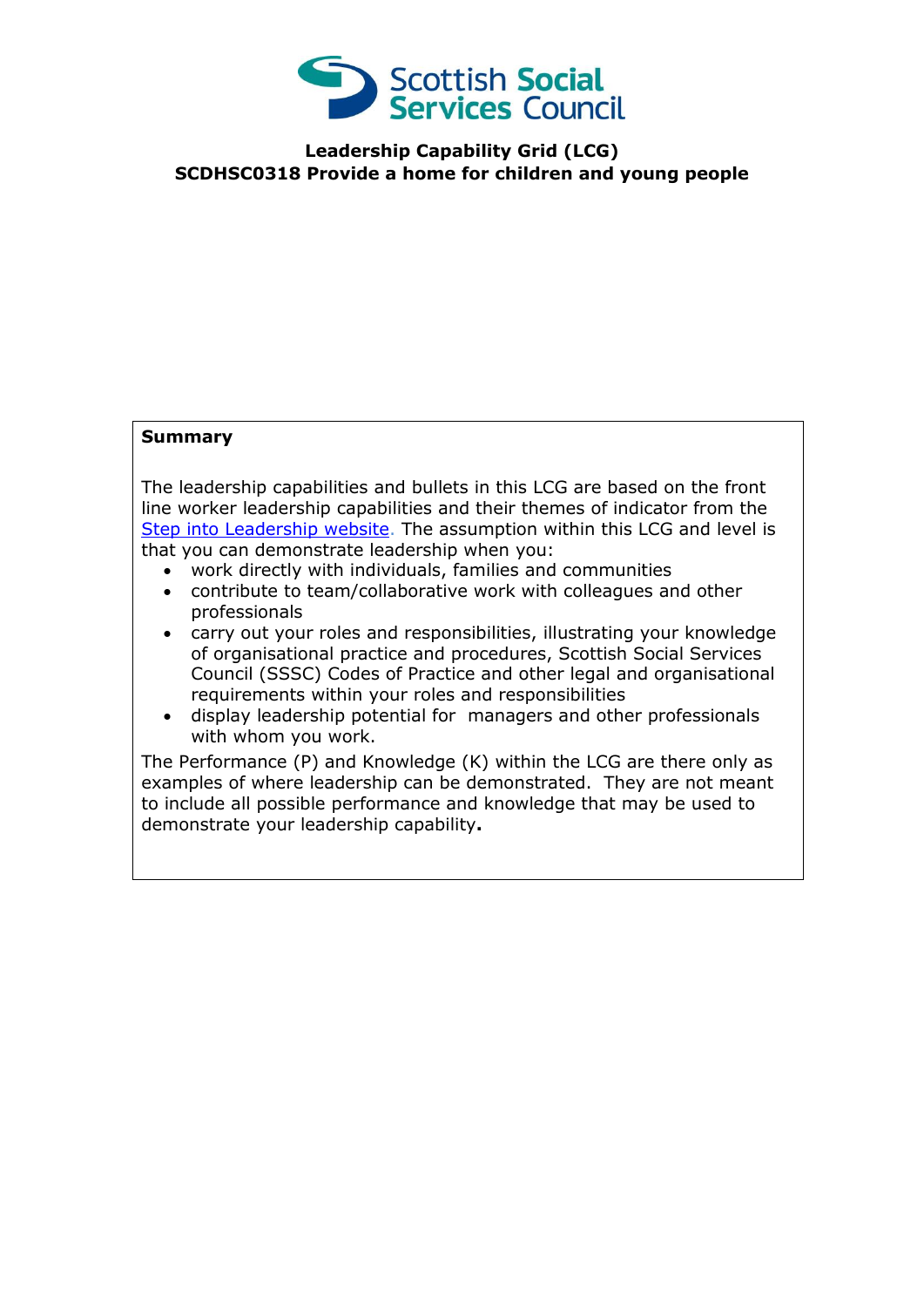Scottish Social Services Council

**Leadership Capability Grid (LCG)**
**SCDHSC0318 Provide a home for children and young people**

**Summary**

The leadership capabilities and bullets in this LCG are based on the front line worker leadership capabilities and their themes of indicator from the [Step into Leadership website](). The assumption within this LCG and level is that you can demonstrate leadership when you:

- work directly with individuals, families and communities
- contribute to team/collaborative work with colleagues and other professionals
- carry out your roles and responsibilities, illustrating your knowledge of organisational practice and procedures, Scottish Social Services Council (SSSC) Codes of Practice and other legal and organisational requirements within your roles and responsibilities
- display leadership potential for managers and other professionals with whom you work.

The Performance (P) and Knowledge (K) within the LCG are there only as examples of where leadership can be demonstrated. They are not meant to include all possible performance and knowledge that may be used to demonstrate your leadership capability**.**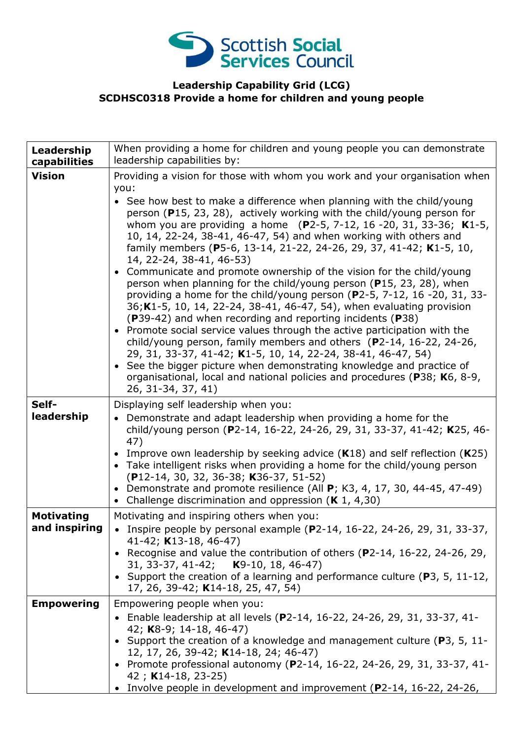**Leadership Capability Grid (LCG)**
**SCDHSC0318 Provide a home for children and young people**

| **Leadership capabilities** | When providing a home for children and young people you can demonstrate leadership capabilities by: |
|---|---|
| **Vision** | Providing a vision for those with whom you work and your organisation when you:<br>• See how best to make a difference when planning with the child/young person (**P**15, 23, 28), actively working with the child/young person for whom you are providing a home (**P**2-5, 7-12, 16 -20, 31, 33-36; **K**1-5, 10, 14, 22-24, 38-41, 46-47, 54) and when working with others and family members (**P**5-6, 13-14, 21-22, 24-26, 29, 37, 41-42; **K**1-5, 10, 14, 22-24, 38-41, 46-53)<br>• Communicate and promote ownership of the vision for the child/young person when planning for the child/young person (**P**15, 23, 28), when providing a home for the child/young person (**P**2-5, 7-12, 16 -20, 31, 33-36;**K**1-5, 10, 14, 22-24, 38-41, 46-47, 54), when evaluating provision (**P**39-42) and when recording and reporting incidents (**P**38)<br>• Promote social service values through the active participation with the child/young person, family members and others (**P**2-14, 16-22, 24-26, 29, 31, 33-37, 41-42; **K**1-5, 10, 14, 22-24, 38-41, 46-47, 54)<br>• See the bigger picture when demonstrating knowledge and practice of organisational, local and national policies and procedures (**P**38; **K**6, 8-9, 26, 31-34, 37, 41) |
| **Self-leadership** | Displaying self leadership when you:<br>• Demonstrate and adapt leadership when providing a home for the child/young person (**P**2-14, 16-22, 24-26, 29, 31, 33-37, 41-42; **K**25, 46-47)<br>• Improve own leadership by seeking advice (**K**18) and self reflection (**K**25)<br>• Take intelligent risks when providing a home for the child/young person (**P**12-14, 30, 32, 36-38; **K**36-37, 51-52)<br>• Demonstrate and promote resilience (All **P**; K3, 4, 17, 30, 44-45, 47-49)<br>• Challenge discrimination and oppression (**K** 1, 4,30) |
| **Motivating and inspiring** | Motivating and inspiring others when you:<br>• Inspire people by personal example (**P**2-14, 16-22, 24-26, 29, 31, 33-37, 41-42; **K**13-18, 46-47)<br>• Recognise and value the contribution of others (**P**2-14, 16-22, 24-26, 29, 31, 33-37, 41-42; **K**9-10, 18, 46-47)<br>• Support the creation of a learning and performance culture (**P**3, 5, 11-12, 17, 26, 39-42; **K**14-18, 25, 47, 54) |
| **Empowering** | Empowering people when you:<br>• Enable leadership at all levels (**P**2-14, 16-22, 24-26, 29, 31, 33-37, 41-42; **K**8-9; 14-18, 46-47)<br>• Support the creation of a knowledge and management culture (**P**3, 5, 11-12, 17, 26, 39-42; **K**14-18, 24; 46-47)<br>• Promote professional autonomy (**P**2-14, 16-22, 24-26, 29, 31, 33-37, 41-42 ; **K**14-18, 23-25)<br>• Involve people in development and improvement (**P**2-14, 16-22, 24-26, |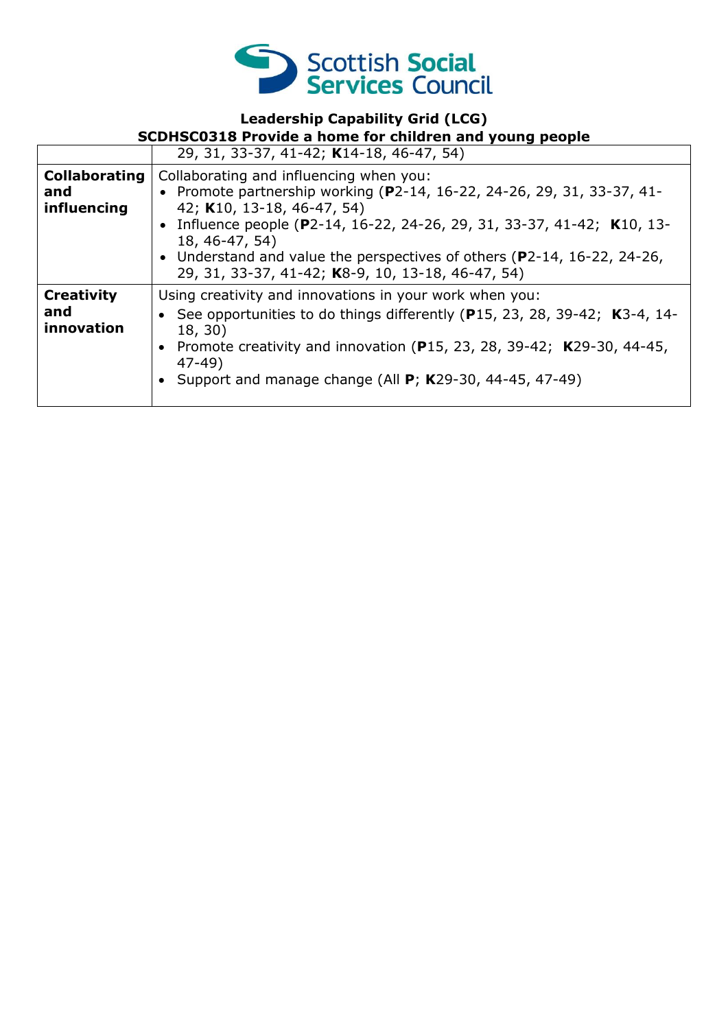| | |
|---|---|
| | 29, 31, 33-37, 41-42; **K**14-18, 46-47, 54) |
| **Collaborating and influencing** | Collaborating and influencing when you:<br>• Promote partnership working (**P**2-14, 16-22, 24-26, 29, 31, 33-37, 41-42; **K**10, 13-18, 46-47, 54)<br>• Influence people (**P**2-14, 16-22, 24-26, 29, 31, 33-37, 41-42; **K**10, 13-18, 46-47, 54)<br>• Understand and value the perspectives of others (**P**2-14, 16-22, 24-26, 29, 31, 33-37, 41-42; **K**8-9, 10, 13-18, 46-47, 54) |
| **Creativity and innovation** | Using creativity and innovations in your work when you:<br>• See opportunities to do things differently (**P**15, 23, 28, 39-42; **K**3-4, 14-18, 30)<br>• Promote creativity and innovation (**P**15, 23, 28, 39-42; **K**29-30, 44-45, 47-49)<br>• Support and manage change (All **P**; **K**29-30, 44-45, 47-49) |